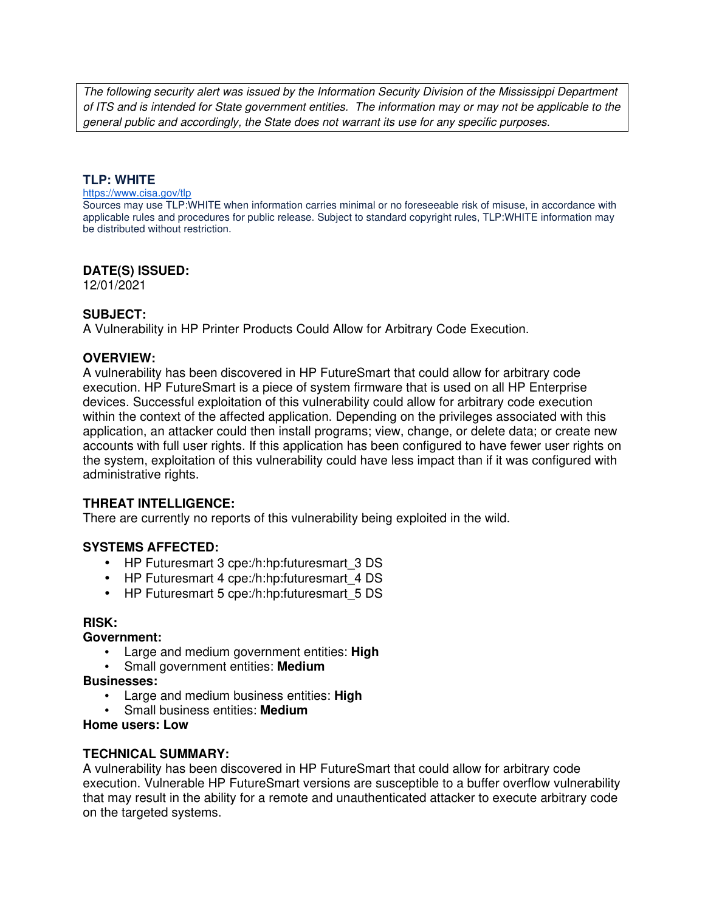*The following security alert was issued by the Information Security Division of the Mississippi Department of ITS and is intended for State government entities. The information may or may not be applicable to the general public and accordingly, the State does not warrant its use for any specific purposes.*

## TLP: WHITE

https://www.cisa.gov/tlp

Sources may use TLP:WHITE when information carries minimal or no foreseeable risk of misuse, in accordance with applicable rules and procedures for public release. Subject to standard copyright rules, TLP:WHITE information may be distributed without restriction.

**DATE(S) ISSUED:**

12/01/2021

**SUBJECT:**

A Vulnerability in HP Printer Products Could Allow for Arbitrary Code Execution.

**OVERVIEW:**

A vulnerability has been discovered in HP FutureSmart that could allow for arbitrary code execution. HP FutureSmart is a piece of system firmware that is used on all HP Enterprise devices. Successful exploitation of this vulnerability could allow for arbitrary code execution within the context of the affected application. Depending on the privileges associated with this application, an attacker could then install programs; view, change, or delete data; or create new accounts with full user rights. If this application has been configured to have fewer user rights on the system, exploitation of this vulnerability could have less impact than if it was configured with administrative rights.

**THREAT INTELLIGENCE:**

There are currently no reports of this vulnerability being exploited in the wild.

**SYSTEMS AFFECTED:**

- HP Futuresmart 3 cpe:/h:hp:futuresmart_3 DS
- HP Futuresmart 4 cpe:/h:hp:futuresmart_4 DS
- HP Futuresmart 5 cpe:/h:hp:futuresmart_5 DS

**RISK:**

**Government:**

- Large and medium government entities: **High**
- Small government entities: **Medium**

**Businesses:**

- Large and medium business entities: **High**
- Small business entities: **Medium**

**Home users: Low**

**TECHNICAL SUMMARY:**

A vulnerability has been discovered in HP FutureSmart that could allow for arbitrary code execution. Vulnerable HP FutureSmart versions are susceptible to a buffer overflow vulnerability that may result in the ability for a remote and unauthenticated attacker to execute arbitrary code on the targeted systems.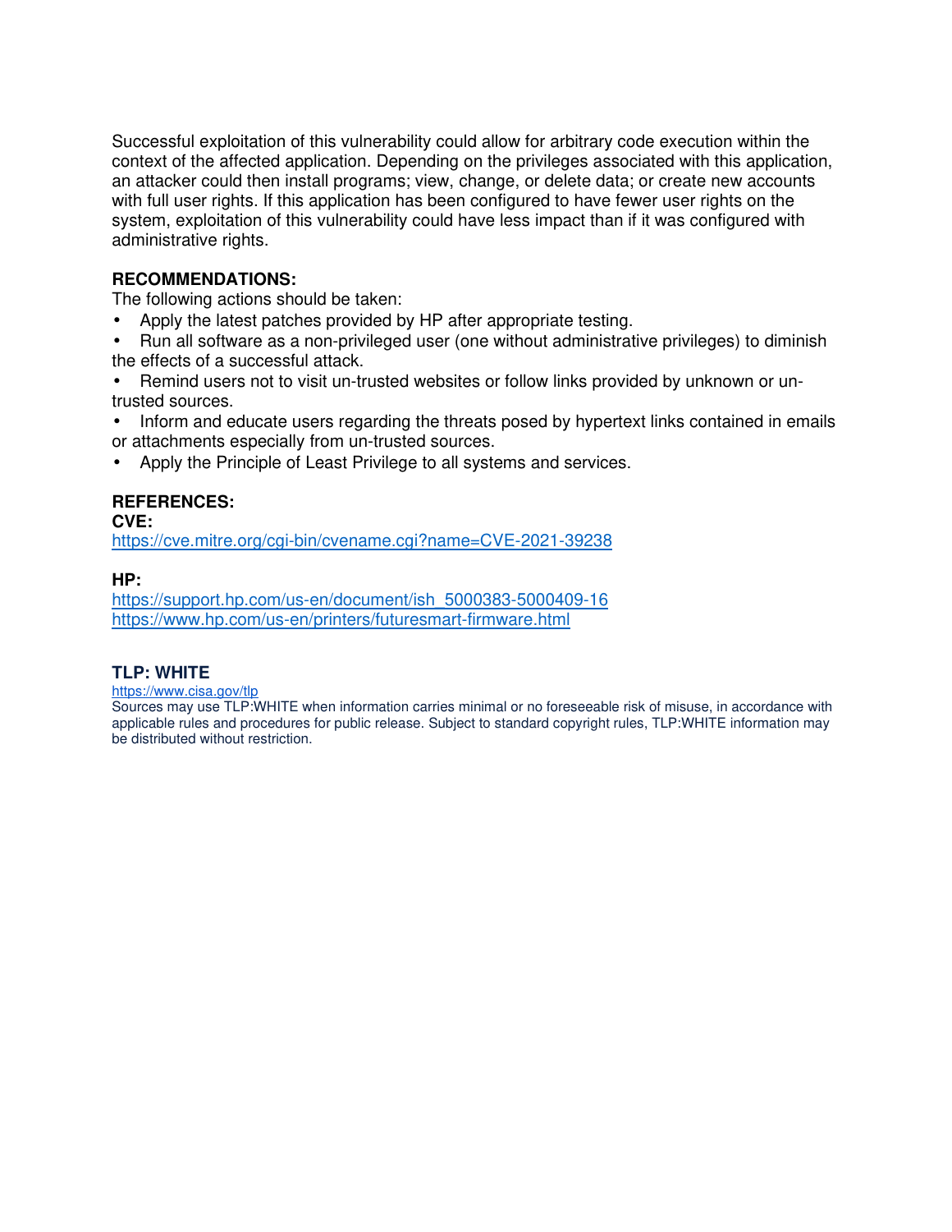Successful exploitation of this vulnerability could allow for arbitrary code execution within the context of the affected application. Depending on the privileges associated with this application, an attacker could then install programs; view, change, or delete data; or create new accounts with full user rights. If this application has been configured to have fewer user rights on the system, exploitation of this vulnerability could have less impact than if it was configured with administrative rights.

**RECOMMENDATIONS:**

The following actions should be taken:

- Apply the latest patches provided by HP after appropriate testing.
- Run all software as a non-privileged user (one without administrative privileges) to diminish the effects of a successful attack.
- Remind users not to visit un-trusted websites or follow links provided by unknown or un-trusted sources.
- Inform and educate users regarding the threats posed by hypertext links contained in emails or attachments especially from un-trusted sources.
- Apply the Principle of Least Privilege to all systems and services.

**REFERENCES:**

**CVE:**

https://cve.mitre.org/cgi-bin/cvename.cgi?name=CVE-2021-39238

**HP:**

https://support.hp.com/us-en/document/ish_5000383-5000409-16
https://www.hp.com/us-en/printers/futuresmart-firmware.html

**TLP: WHITE**

https://www.cisa.gov/tlp

Sources may use TLP:WHITE when information carries minimal or no foreseeable risk of misuse, in accordance with applicable rules and procedures for public release. Subject to standard copyright rules, TLP:WHITE information may be distributed without restriction.